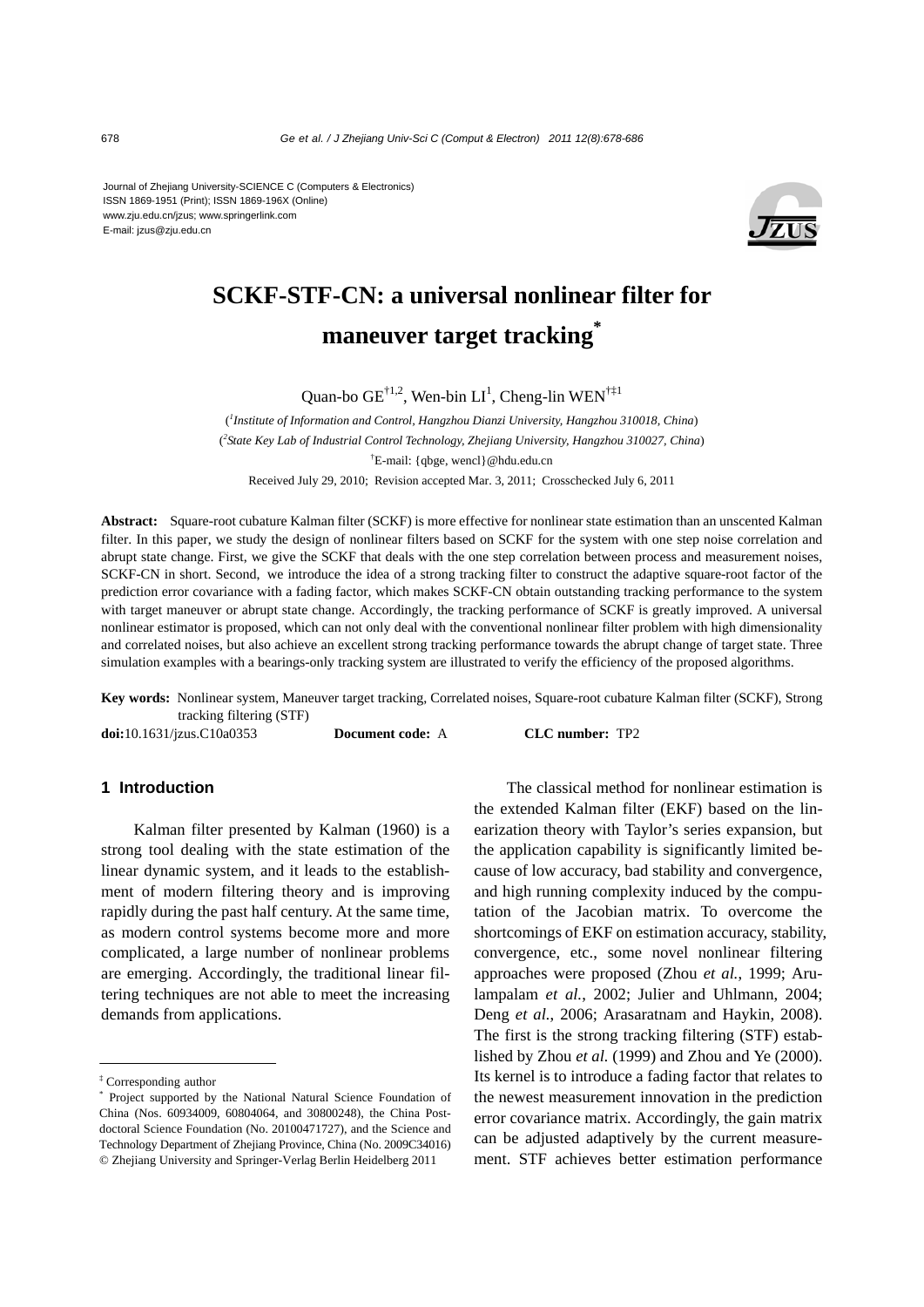Journal of Zhejiang University-SCIENCE C (Computers & Electronics)
ISSN 1869-1951 (Print); ISSN 1869-196X (Online)
www.zju.edu.cn/jzus; www.springerlink.com
E-mail: jzus@zju.edu.cn

# SCKF-STF-CN: a universal nonlinear filter for maneuver target tracking*

Quan-bo GE[†1,2], Wen-bin LI[1], Cheng-lin WEN[†‡1]

([1]*Institute of Information and Control, Hangzhou Dianzi University, Hangzhou 310018, China*)

([2]*State Key Lab of Industrial Control Technology, Zhejiang University, Hangzhou 310027, China*)

[†]E-mail: {qbge, wencl}@hdu.edu.cn

Received July 29, 2010; Revision accepted Mar. 3, 2011; Crosschecked July 6, 2011

**Abstract:** Square-root cubature Kalman filter (SCKF) is more effective for nonlinear state estimation than an unscented Kalman filter. In this paper, we study the design of nonlinear filters based on SCKF for the system with one step noise correlation and abrupt state change. First, we give the SCKF that deals with the one step correlation between process and measurement noises, SCKF-CN in short. Second, we introduce the idea of a strong tracking filter to construct the adaptive square-root factor of the prediction error covariance with a fading factor, which makes SCKF-CN obtain outstanding tracking performance to the system with target maneuver or abrupt state change. Accordingly, the tracking performance of SCKF is greatly improved. A universal nonlinear estimator is proposed, which can not only deal with the conventional nonlinear filter problem with high dimensionality and correlated noises, but also achieve an excellent strong tracking performance towards the abrupt change of target state. Three simulation examples with a bearings-only tracking system are illustrated to verify the efficiency of the proposed algorithms.

**Key words:** Nonlinear system, Maneuver target tracking, Correlated noises, Square-root cubature Kalman filter (SCKF), Strong tracking filtering (STF)

**doi:**10.1631/jzus.C10a0353 **Document code:** A **CLC number:** TP2

## 1 Introduction

Kalman filter presented by Kalman (1960) is a strong tool dealing with the state estimation of the linear dynamic system, and it leads to the establishment of modern filtering theory and is improving rapidly during the past half century. At the same time, as modern control systems become more and more complicated, a large number of nonlinear problems are emerging. Accordingly, the traditional linear filtering techniques are not able to meet the increasing demands from applications.

The classical method for nonlinear estimation is the extended Kalman filter (EKF) based on the linearization theory with Taylor's series expansion, but the application capability is significantly limited because of low accuracy, bad stability and convergence, and high running complexity induced by the computation of the Jacobian matrix. To overcome the shortcomings of EKF on estimation accuracy, stability, convergence, etc., some novel nonlinear filtering approaches were proposed (Zhou *et al.*, 1999; Arulampalam *et al.*, 2002; Julier and Uhlmann, 2004; Deng *et al.*, 2006; Arasaratnam and Haykin, 2008). The first is the strong tracking filtering (STF) established by Zhou *et al.* (1999) and Zhou and Ye (2000). Its kernel is to introduce a fading factor that relates to the newest measurement innovation in the prediction error covariance matrix. Accordingly, the gain matrix can be adjusted adaptively by the current measurement. STF achieves better estimation performance

---

‡ Corresponding author

\* Project supported by the National Natural Science Foundation of China (Nos. 60934009, 60804064, and 30800248), the China Postdoctoral Science Foundation (No. 20100471727), and the Science and Technology Department of Zhejiang Province, China (No. 2009C34016)

© Zhejiang University and Springer-Verlag Berlin Heidelberg 2011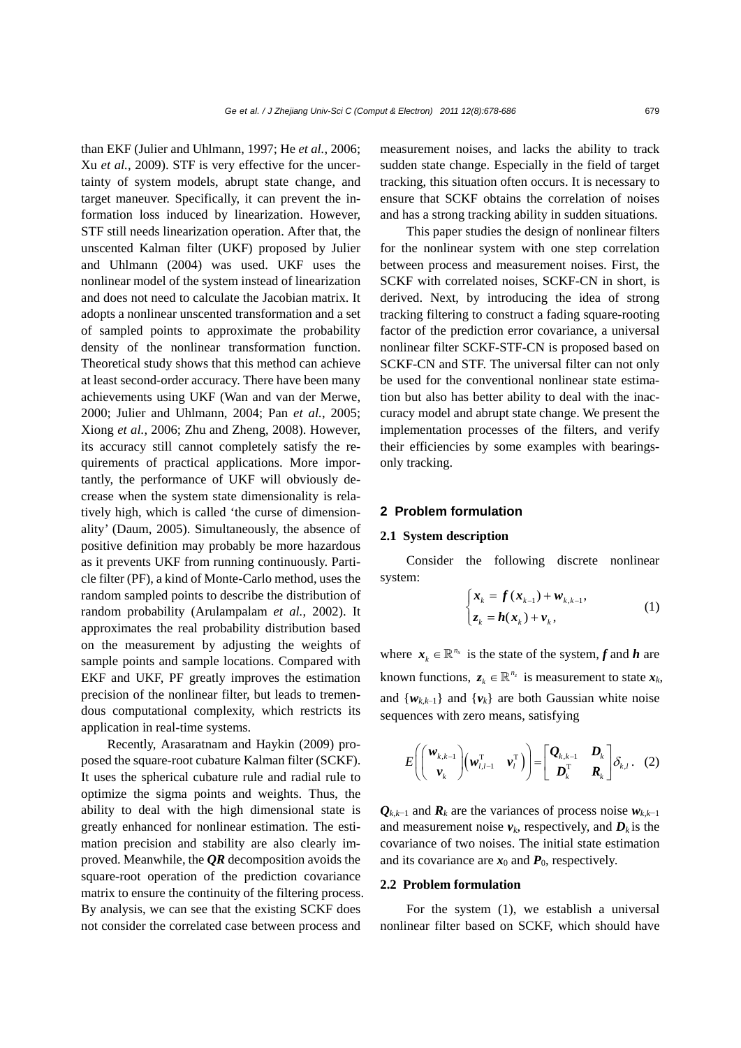than EKF (Julier and Uhlmann, 1997; He *et al.*, 2006; Xu *et al.*, 2009). STF is very effective for the uncertainty of system models, abrupt state change, and target maneuver. Specifically, it can prevent the information loss induced by linearization. However, STF still needs linearization operation. After that, the unscented Kalman filter (UKF) proposed by Julier and Uhlmann (2004) was used. UKF uses the nonlinear model of the system instead of linearization and does not need to calculate the Jacobian matrix. It adopts a nonlinear unscented transformation and a set of sampled points to approximate the probability density of the nonlinear transformation function. Theoretical study shows that this method can achieve at least second-order accuracy. There have been many achievements using UKF (Wan and van der Merwe, 2000; Julier and Uhlmann, 2004; Pan *et al.*, 2005; Xiong *et al.*, 2006; Zhu and Zheng, 2008). However, its accuracy still cannot completely satisfy the requirements of practical applications. More importantly, the performance of UKF will obviously decrease when the system state dimensionality is relatively high, which is called 'the curse of dimensionality' (Daum, 2005). Simultaneously, the absence of positive definition may probably be more hazardous as it prevents UKF from running continuously. Particle filter (PF), a kind of Monte-Carlo method, uses the random sampled points to describe the distribution of random probability (Arulampalam *et al.*, 2002). It approximates the real probability distribution based on the measurement by adjusting the weights of sample points and sample locations. Compared with EKF and UKF, PF greatly improves the estimation precision of the nonlinear filter, but leads to tremendous computational complexity, which restricts its application in real-time systems.

Recently, Arasaratnam and Haykin (2009) proposed the square-root cubature Kalman filter (SCKF). It uses the spherical cubature rule and radial rule to optimize the sigma points and weights. Thus, the ability to deal with the high dimensional state is greatly enhanced for nonlinear estimation. The estimation precision and stability are also clearly improved. Meanwhile, the $\boldsymbol{QR}$ decomposition avoids the square-root operation of the prediction covariance matrix to ensure the continuity of the filtering process. By analysis, we can see that the existing SCKF does not consider the correlated case between process and measurement noises, and lacks the ability to track sudden state change. Especially in the field of target tracking, this situation often occurs. It is necessary to ensure that SCKF obtains the correlation of noises and has a strong tracking ability in sudden situations.

This paper studies the design of nonlinear filters for the nonlinear system with one step correlation between process and measurement noises. First, the SCKF with correlated noises, SCKF-CN in short, is derived. Next, by introducing the idea of strong tracking filtering to construct a fading square-rooting factor of the prediction error covariance, a universal nonlinear filter SCKF-STF-CN is proposed based on SCKF-CN and STF. The universal filter can not only be used for the conventional nonlinear state estimation but also has better ability to deal with the inaccuracy model and abrupt state change. We present the implementation processes of the filters, and verify their efficiencies by some examples with bearings-only tracking.

## 2 Problem formulation

### 2.1 System description

Consider the following discrete nonlinear system:

$$\begin{cases} \boldsymbol{x}_k = \boldsymbol{f}(\boldsymbol{x}_{k-1}) + \boldsymbol{w}_{k,k-1}, \\ \boldsymbol{z}_k = \boldsymbol{h}(\boldsymbol{x}_k) + \boldsymbol{v}_k, \end{cases} \tag{1}$$

where $\boldsymbol{x}_k \in \mathbb{R}^{n_x}$ is the state of the system, $\boldsymbol{f}$ and $\boldsymbol{h}$ are known functions, $\boldsymbol{z}_k \in \mathbb{R}^{n_z}$ is measurement to state $\boldsymbol{x}_k$, and $\{\boldsymbol{w}_{k,k-1}\}$ and $\{\boldsymbol{v}_k\}$ are both Gaussian white noise sequences with zero means, satisfying

$$E\left(\begin{pmatrix} \boldsymbol{w}_{k,k-1} \\ \boldsymbol{v}_k \end{pmatrix} \begin{pmatrix} \boldsymbol{w}_{l,l-1}^{\mathrm{T}} & \boldsymbol{v}_l^{\mathrm{T}} \end{pmatrix}\right) = \begin{bmatrix} \boldsymbol{Q}_{k,k-1} & \boldsymbol{D}_k \\ \boldsymbol{D}_k^{\mathrm{T}} & \boldsymbol{R}_k \end{bmatrix} \delta_{k,l}. \tag{2}$$

$\boldsymbol{Q}_{k,k-1}$ and $\boldsymbol{R}_k$ are the variances of process noise $\boldsymbol{w}_{k,k-1}$ and measurement noise $\boldsymbol{v}_k$, respectively, and $\boldsymbol{D}_k$ is the covariance of two noises. The initial state estimation and its covariance are $\boldsymbol{x}_0$ and $\boldsymbol{P}_0$, respectively.

### 2.2 Problem formulation

For the system (1), we establish a universal nonlinear filter based on SCKF, which should have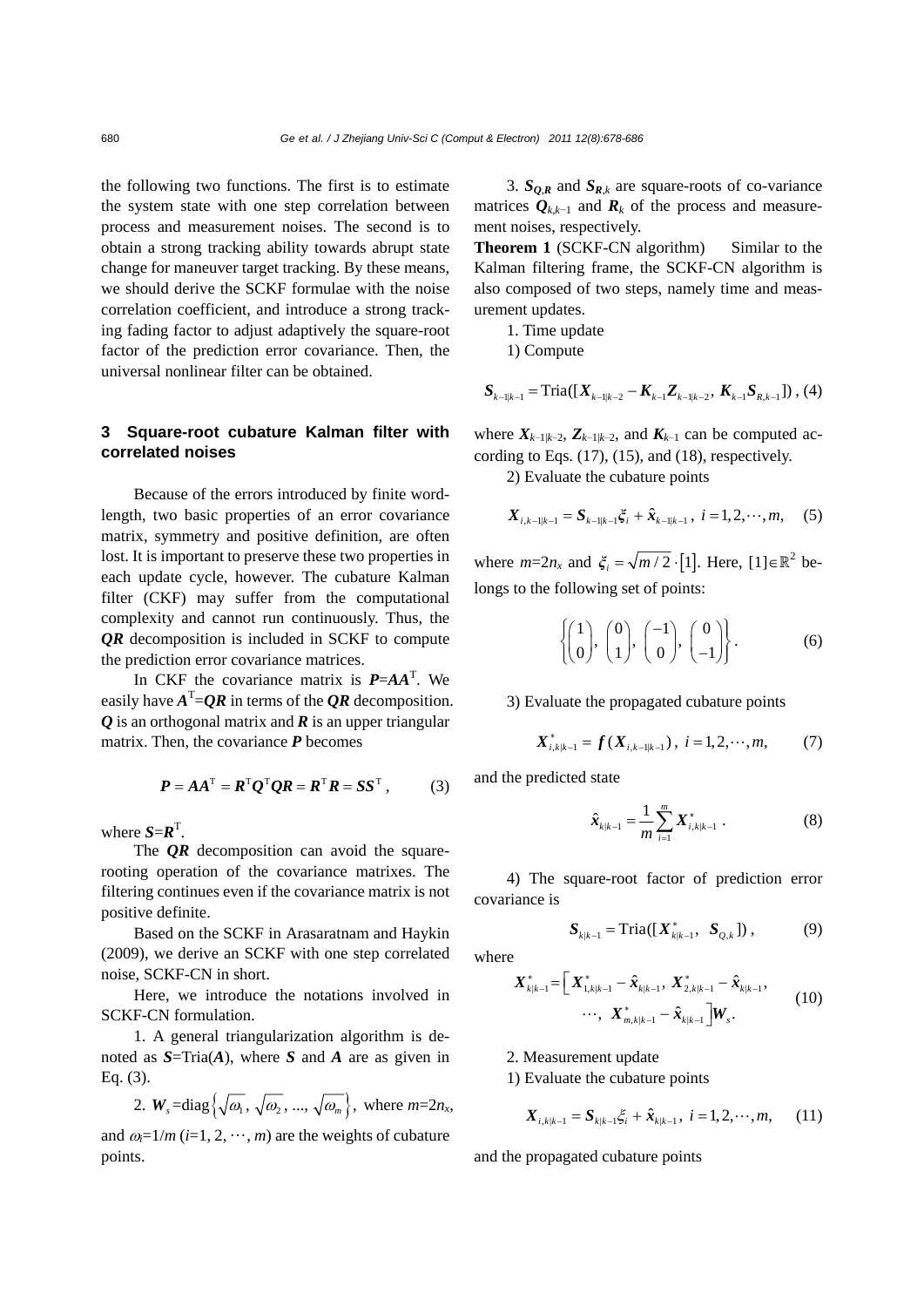the following two functions. The first is to estimate the system state with one step correlation between process and measurement noises. The second is to obtain a strong tracking ability towards abrupt state change for maneuver target tracking. By these means, we should derive the SCKF formulae with the noise correlation coefficient, and introduce a strong tracking fading factor to adjust adaptively the square-root factor of the prediction error covariance. Then, the universal nonlinear filter can be obtained.

## 3 Square-root cubature Kalman filter with correlated noises

Because of the errors introduced by finite word-length, two basic properties of an error covariance matrix, symmetry and positive definition, are often lost. It is important to preserve these two properties in each update cycle, however. The cubature Kalman filter (CKF) may suffer from the computational complexity and cannot run continuously. Thus, the ***QR*** decomposition is included in SCKF to compute the prediction error covariance matrices.

In CKF the covariance matrix is $\boldsymbol{P}=\boldsymbol{A}\boldsymbol{A}^{\mathrm{T}}$. We easily have $\boldsymbol{A}^{\mathrm{T}}=\boldsymbol{Q}\boldsymbol{R}$ in terms of the ***QR*** decomposition. $\boldsymbol{Q}$ is an orthogonal matrix and $\boldsymbol{R}$ is an upper triangular matrix. Then, the covariance $\boldsymbol{P}$ becomes

$$\boldsymbol{P}=\boldsymbol{A}\boldsymbol{A}^{\mathrm{T}}=\boldsymbol{R}^{\mathrm{T}}\boldsymbol{Q}^{\mathrm{T}}\boldsymbol{Q}\boldsymbol{R}=\boldsymbol{R}^{\mathrm{T}}\boldsymbol{R}=\boldsymbol{S}\boldsymbol{S}^{\mathrm{T}}, \tag{3}$$

where $\boldsymbol{S}=\boldsymbol{R}^{\mathrm{T}}$.

The ***QR*** decomposition can avoid the square-rooting operation of the covariance matrixes. The filtering continues even if the covariance matrix is not positive definite.

Based on the SCKF in Arasaratnam and Haykin (2009), we derive an SCKF with one step correlated noise, SCKF-CN in short.

Here, we introduce the notations involved in SCKF-CN formulation.

1. A general triangularization algorithm is denoted as $\boldsymbol{S}=\mathrm{Tria}(\boldsymbol{A})$, where $\boldsymbol{S}$ and $\boldsymbol{A}$ are as given in Eq. (3).

2. $\boldsymbol{W}_s=\mathrm{diag}\left\{\sqrt{\omega_1},\sqrt{\omega_2},...,\sqrt{\omega_m}\right\}$, where $m=2n_x$, and $\omega_i=1/m$ ($i=1, 2, \cdots, m$) are the weights of cubature points.

3. $\boldsymbol{S}_{\boldsymbol{Q},\boldsymbol{R}}$ and $\boldsymbol{S}_{\boldsymbol{R},k}$ are square-roots of co-variance matrices $\boldsymbol{Q}_{k,k-1}$ and $\boldsymbol{R}_k$ of the process and measurement noises, respectively.

**Theorem 1** (SCKF-CN algorithm) Similar to the Kalman filtering frame, the SCKF-CN algorithm is also composed of two steps, namely time and measurement updates.

1. Time update

1) Compute

$$\boldsymbol{S}_{k-1|k-1}=\mathrm{Tria}([\boldsymbol{X}_{k-1|k-2}-\boldsymbol{K}_{k-1}\boldsymbol{Z}_{k-1|k-2},\ \boldsymbol{K}_{k-1}\boldsymbol{S}_{R,k-1}]), \tag{4}$$

where $\boldsymbol{X}_{k-1|k-2}$, $\boldsymbol{Z}_{k-1|k-2}$, and $\boldsymbol{K}_{k-1}$ can be computed according to Eqs. (17), (15), and (18), respectively.

2) Evaluate the cubature points

$$\boldsymbol{X}_{i,k-1|k-1}=\boldsymbol{S}_{k-1|k-1}\xi_i+\hat{\boldsymbol{x}}_{k-1|k-1},\ i=1,2,\cdots,m, \tag{5}$$

where $m=2n_x$ and $\xi_i=\sqrt{m/2}\cdot[1]$. Here, $[1]\in\mathbb{R}^2$ belongs to the following set of points:

$$\left\{\begin{pmatrix}1\\0\end{pmatrix},\ \begin{pmatrix}0\\1\end{pmatrix},\ \begin{pmatrix}-1\\0\end{pmatrix},\ \begin{pmatrix}0\\-1\end{pmatrix}\right\}. \tag{6}$$

3) Evaluate the propagated cubature points

$$\boldsymbol{X}^*_{i,k|k-1}=\boldsymbol{f}(\boldsymbol{X}_{i,k-1|k-1}),\ i=1,2,\cdots,m, \tag{7}$$

and the predicted state

$$\hat{\boldsymbol{x}}_{k|k-1}=\frac{1}{m}\sum_{i=1}^{m}\boldsymbol{X}^*_{i,k|k-1}. \tag{8}$$

4) The square-root factor of prediction error covariance is

$$\boldsymbol{S}_{k|k-1}=\mathrm{Tria}([\boldsymbol{X}^*_{k|k-1},\ \ \boldsymbol{S}_{Q,k}]), \tag{9}$$

where

$$\boldsymbol{X}^*_{k|k-1}=\Big[\boldsymbol{X}^*_{1,k|k-1}-\hat{\boldsymbol{x}}_{k|k-1},\ \boldsymbol{X}^*_{2,k|k-1}-\hat{\boldsymbol{x}}_{k|k-1},\ \cdots,\ \boldsymbol{X}^*_{m,k|k-1}-\hat{\boldsymbol{x}}_{k|k-1}\Big]\boldsymbol{W}_s. \tag{10}$$

2. Measurement update

1) Evaluate the cubature points

$$\boldsymbol{X}_{i,k|k-1}=\boldsymbol{S}_{k|k-1}\xi_i+\hat{\boldsymbol{x}}_{k|k-1},\ i=1,2,\cdots,m, \tag{11}$$

and the propagated cubature points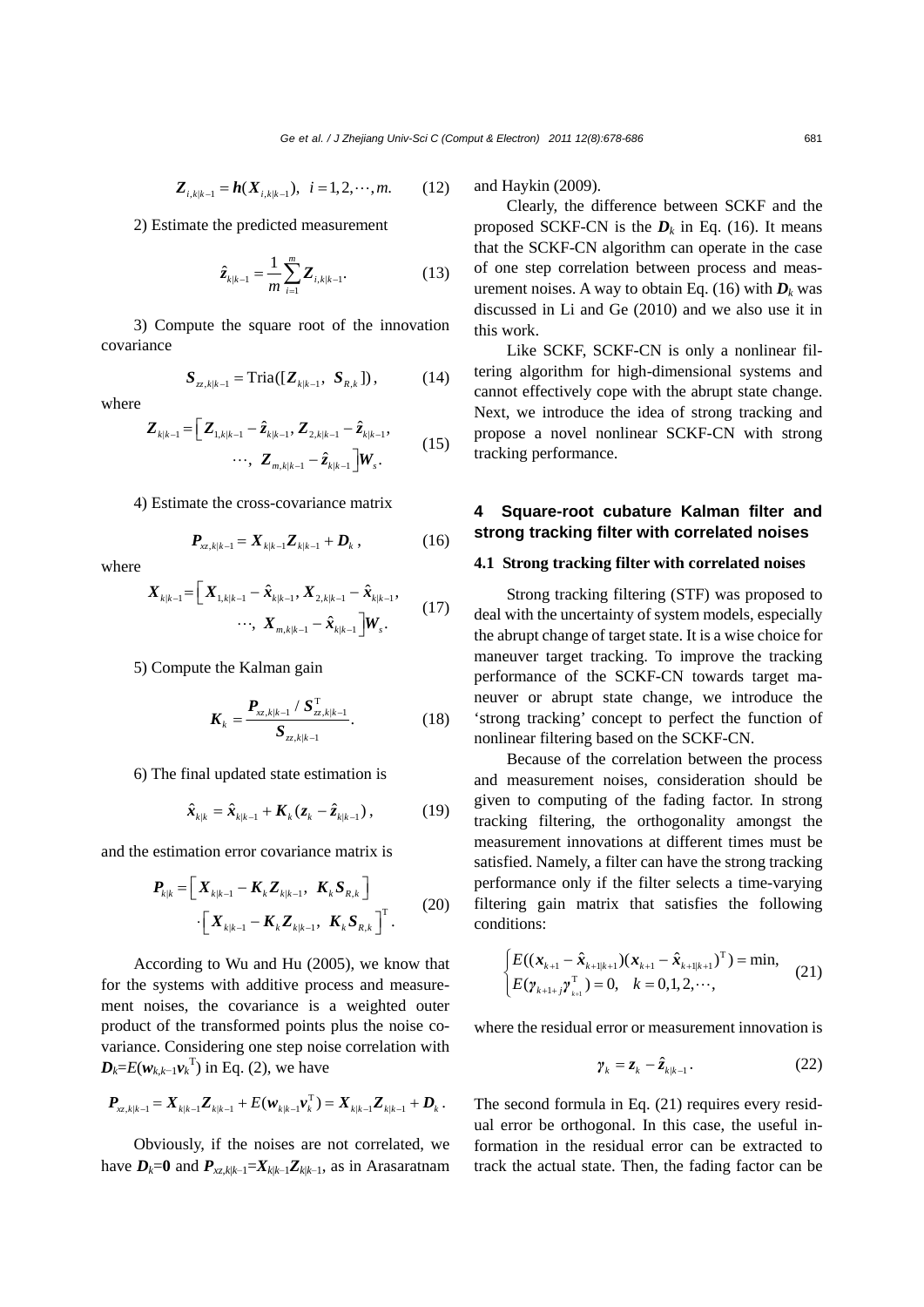$$\boldsymbol{Z}_{i,k|k-1} = \boldsymbol{h}(\boldsymbol{X}_{i,k|k-1}), \quad i = 1, 2, \cdots, m. \tag{12}$$

2) Estimate the predicted measurement

$$\hat{\boldsymbol{z}}_{k|k-1} = \frac{1}{m}\sum_{i=1}^{m} \boldsymbol{Z}_{i,k|k-1}. \tag{13}$$

3) Compute the square root of the innovation covariance

$$\boldsymbol{S}_{zz,k|k-1} = \text{Tria}([\boldsymbol{Z}_{k|k-1}, \ \boldsymbol{S}_{R,k}]), \tag{14}$$

where

$$\boldsymbol{Z}_{k|k-1} = \Big[\boldsymbol{Z}_{1,k|k-1} - \hat{\boldsymbol{z}}_{k|k-1}, \boldsymbol{Z}_{2,k|k-1} - \hat{\boldsymbol{z}}_{k|k-1}, \cdots, \ \boldsymbol{Z}_{m,k|k-1} - \hat{\boldsymbol{z}}_{k|k-1}\Big]\boldsymbol{W}_s. \tag{15}$$

4) Estimate the cross-covariance matrix

$$\boldsymbol{P}_{xz,k|k-1} = \boldsymbol{X}_{k|k-1}\boldsymbol{Z}_{k|k-1} + \boldsymbol{D}_k, \tag{16}$$

where

$$\boldsymbol{X}_{k|k-1} = \Big[\boldsymbol{X}_{1,k|k-1} - \hat{\boldsymbol{x}}_{k|k-1}, \boldsymbol{X}_{2,k|k-1} - \hat{\boldsymbol{x}}_{k|k-1}, \cdots, \ \boldsymbol{X}_{m,k|k-1} - \hat{\boldsymbol{x}}_{k|k-1}\Big]\boldsymbol{W}_s. \tag{17}$$

5) Compute the Kalman gain

$$\boldsymbol{K}_k = \frac{\boldsymbol{P}_{xz,k|k-1} / \boldsymbol{S}_{zz,k|k-1}^{\mathrm{T}}}{\boldsymbol{S}_{zz,k|k-1}}. \tag{18}$$

6) The final updated state estimation is

$$\hat{\boldsymbol{x}}_{k|k} = \hat{\boldsymbol{x}}_{k|k-1} + \boldsymbol{K}_k(\boldsymbol{z}_k - \hat{\boldsymbol{z}}_{k|k-1}), \tag{19}$$

and the estimation error covariance matrix is

$$\boldsymbol{P}_{k|k} = \Big[\boldsymbol{X}_{k|k-1} - \boldsymbol{K}_k\boldsymbol{Z}_{k|k-1}, \ \boldsymbol{K}_k\boldsymbol{S}_{R,k}\Big] \cdot \Big[\boldsymbol{X}_{k|k-1} - \boldsymbol{K}_k\boldsymbol{Z}_{k|k-1}, \ \boldsymbol{K}_k\boldsymbol{S}_{R,k}\Big]^{\mathrm{T}}. \tag{20}$$

According to Wu and Hu (2005), we know that for the systems with additive process and measurement noises, the covariance is a weighted outer product of the transformed points plus the noise covariance. Considering one step noise correlation with $\boldsymbol{D}_k = E(\boldsymbol{w}_{k,k-1}\boldsymbol{v}_k^{\mathrm{T}})$ in Eq. (2), we have

$$\boldsymbol{P}_{xz,k|k-1} = \boldsymbol{X}_{k|k-1}\boldsymbol{Z}_{k|k-1} + E(\boldsymbol{w}_{k|k-1}\boldsymbol{v}_k^{\mathrm{T}}) = \boldsymbol{X}_{k|k-1}\boldsymbol{Z}_{k|k-1} + \boldsymbol{D}_k.$$

Obviously, if the noises are not correlated, we have $\boldsymbol{D}_k=\boldsymbol{0}$ and $\boldsymbol{P}_{xz,k|k-1}=\boldsymbol{X}_{k|k-1}\boldsymbol{Z}_{k|k-1}$, as in Arasaratnam and Haykin (2009).

Clearly, the difference between SCKF and the proposed SCKF-CN is the $\boldsymbol{D}_k$ in Eq. (16). It means that the SCKF-CN algorithm can operate in the case of one step correlation between process and measurement noises. A way to obtain Eq. (16) with $\boldsymbol{D}_k$ was discussed in Li and Ge (2010) and we also use it in this work.

Like SCKF, SCKF-CN is only a nonlinear filtering algorithm for high-dimensional systems and cannot effectively cope with the abrupt state change. Next, we introduce the idea of strong tracking and propose a novel nonlinear SCKF-CN with strong tracking performance.

## 4 Square-root cubature Kalman filter and strong tracking filter with correlated noises

### 4.1 Strong tracking filter with correlated noises

Strong tracking filtering (STF) was proposed to deal with the uncertainty of system models, especially the abrupt change of target state. It is a wise choice for maneuver target tracking. To improve the tracking performance of the SCKF-CN towards target maneuver or abrupt state change, we introduce the 'strong tracking' concept to perfect the function of nonlinear filtering based on the SCKF-CN.

Because of the correlation between the process and measurement noises, consideration should be given to computing of the fading factor. In strong tracking filtering, the orthogonality amongst the measurement innovations at different times must be satisfied. Namely, a filter can have the strong tracking performance only if the filter selects a time-varying filtering gain matrix that satisfies the following conditions:

$$\begin{cases} E((\boldsymbol{x}_{k+1} - \hat{\boldsymbol{x}}_{k+1|k+1})(\boldsymbol{x}_{k+1} - \hat{\boldsymbol{x}}_{k+1|k+1})^{\mathrm{T}}) = \min, \\ E(\boldsymbol{\gamma}_{k+1+j}\boldsymbol{\gamma}_{k+1}^{\mathrm{T}}) = 0, \quad k = 0, 1, 2, \cdots, \end{cases} \tag{21}$$

where the residual error or measurement innovation is

$$\boldsymbol{\gamma}_k = \boldsymbol{z}_k - \hat{\boldsymbol{z}}_{k|k-1}. \tag{22}$$

The second formula in Eq. (21) requires every residual error be orthogonal. In this case, the useful information in the residual error can be extracted to track the actual state. Then, the fading factor can be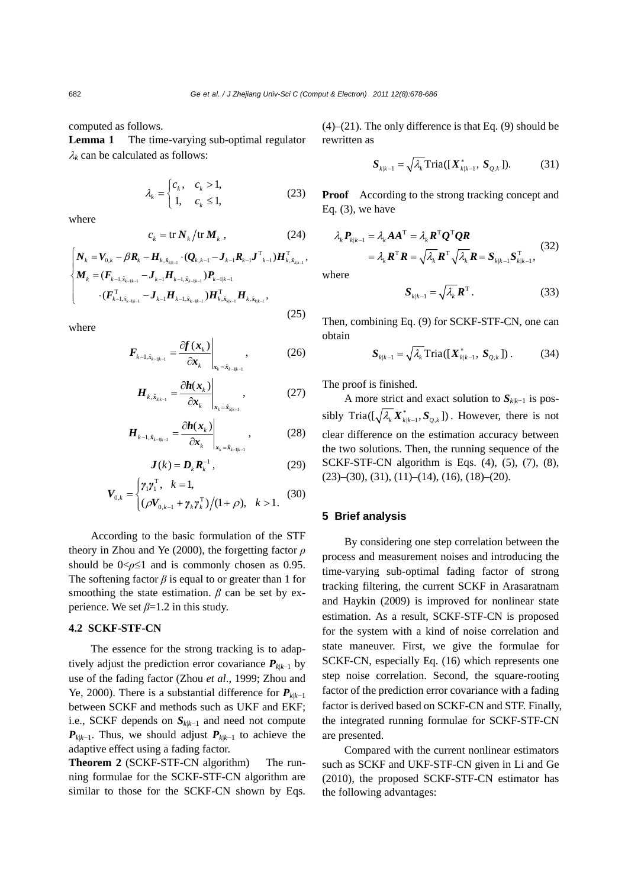computed as follows.

**Lemma 1** The time-varying sub-optimal regulator $\lambda_k$ can be calculated as follows:

$$\lambda_k = \begin{cases} c_k, & c_k > 1, \\ 1, & c_k \le 1, \end{cases} \tag{23}$$

where

$$c_k = \operatorname{tr} \boldsymbol{N}_k / \operatorname{tr} \boldsymbol{M}_k , \tag{24}$$

$$\begin{cases} \boldsymbol{N}_k = \boldsymbol{V}_{0,k} - \beta \boldsymbol{R}_k - \boldsymbol{H}_{k,\hat{x}_{k|k-1}} \cdot (\boldsymbol{Q}_{k,k-1} - \boldsymbol{J}_{k-1} \boldsymbol{R}_{k-1} \boldsymbol{J}^{\mathrm{T}}{}_{k-1}) \boldsymbol{H}^{\mathrm{T}}_{k,\hat{x}_{k|k-1}}, \\ \boldsymbol{M}_k = (\boldsymbol{F}_{k-1,\hat{x}_{k-1|k-1}} - \boldsymbol{J}_{k-1} \boldsymbol{H}_{k-1,\hat{x}_{k-1|k-1}}) \boldsymbol{P}_{k-1|k-1} \\ \qquad \cdot (\boldsymbol{F}^{\mathrm{T}}_{k-1,\hat{x}_{k-1|k-1}} - \boldsymbol{J}_{k-1} \boldsymbol{H}_{k-1,\hat{x}_{k-1|k-1}}) \boldsymbol{H}^{\mathrm{T}}_{k,\hat{x}_{k|k-1}} \boldsymbol{H}_{k,\hat{x}_{k|k-1}}, \end{cases} \tag{25}$$

where

$$\boldsymbol{F}_{k-1,\hat{x}_{k-1|k-1}} = \left. \frac{\partial \boldsymbol{f}(\boldsymbol{x}_k)}{\partial \boldsymbol{x}_k} \right|_{\boldsymbol{x}_k = \hat{\boldsymbol{x}}_{k-1|k-1}}, \tag{26}$$

$$\boldsymbol{H}_{k,\hat{x}_{k|k-1}} = \left. \frac{\partial \boldsymbol{h}(\boldsymbol{x}_k)}{\partial \boldsymbol{x}_k} \right|_{\boldsymbol{x}_k = \hat{\boldsymbol{x}}_{k|k-1}}, \tag{27}$$

$$\boldsymbol{H}_{k-1,\hat{x}_{k-1|k-1}} = \left. \frac{\partial \boldsymbol{h}(\boldsymbol{x}_k)}{\partial \boldsymbol{x}_k} \right|_{\boldsymbol{x}_k = \hat{\boldsymbol{x}}_{k-1|k-1}}, \tag{28}$$

$$\boldsymbol{J}(k) = \boldsymbol{D}_k \boldsymbol{R}_k^{-1}, \tag{29}$$

$$\boldsymbol{V}_{0,k} = \begin{cases} \boldsymbol{\gamma}_1 \boldsymbol{\gamma}_1^{\mathrm{T}}, & k = 1, \\ (\rho \boldsymbol{V}_{0,k-1} + \boldsymbol{\gamma}_k \boldsymbol{\gamma}_k^{\mathrm{T}}) / (1+\rho), & k > 1. \end{cases} \tag{30}$$

According to the basic formulation of the STF theory in Zhou and Ye (2000), the forgetting factor $\rho$ should be $0<\rho\le 1$ and is commonly chosen as 0.95. The softening factor $\beta$ is equal to or greater than 1 for smoothing the state estimation. $\beta$ can be set by experience. We set $\beta$=1.2 in this study.

### 4.2 SCKF-STF-CN

The essence for the strong tracking is to adaptively adjust the prediction error covariance $\boldsymbol{P}_{k|k-1}$ by use of the fading factor (Zhou *et al*., 1999; Zhou and Ye, 2000). There is a substantial difference for $\boldsymbol{P}_{k|k-1}$ between SCKF and methods such as UKF and EKF; i.e., SCKF depends on $\boldsymbol{S}_{k|k-1}$ and need not compute $\boldsymbol{P}_{k|k-1}$. Thus, we should adjust $\boldsymbol{P}_{k|k-1}$ to achieve the adaptive effect using a fading factor.

**Theorem 2** (SCKF-STF-CN algorithm) The running formulae for the SCKF-STF-CN algorithm are similar to those for the SCKF-CN shown by Eqs. (4)–(21). The only difference is that Eq. (9) should be rewritten as

$$\boldsymbol{S}_{k|k-1} = \sqrt{\lambda_k} \operatorname{Tria}([\boldsymbol{X}^*_{k|k-1},\ \boldsymbol{S}_{Q,k}]). \tag{31}$$

**Proof** According to the strong tracking concept and Eq. (3), we have

$$\begin{aligned} \lambda_k \boldsymbol{P}_{k|k-1} &= \lambda_k \boldsymbol{A}\boldsymbol{A}^{\mathrm{T}} = \lambda_k \boldsymbol{R}^{\mathrm{T}} \boldsymbol{Q}^{\mathrm{T}} \boldsymbol{Q} \boldsymbol{R} \\ &= \lambda_k \boldsymbol{R}^{\mathrm{T}} \boldsymbol{R} = \sqrt{\lambda_k} \boldsymbol{R}^{\mathrm{T}} \sqrt{\lambda_k} \boldsymbol{R} = \boldsymbol{S}_{k|k-1} \boldsymbol{S}^{\mathrm{T}}_{k|k-1}, \end{aligned} \tag{32}$$

where

$$\boldsymbol{S}_{k|k-1} = \sqrt{\lambda_k} \boldsymbol{R}^{\mathrm{T}}. \tag{33}$$

Then, combining Eq. (9) for SCKF-STF-CN, one can obtain

$$\boldsymbol{S}_{k|k-1} = \sqrt{\lambda_k} \operatorname{Tria}([\boldsymbol{X}^*_{k|k-1},\ \boldsymbol{S}_{Q,k}]). \tag{34}$$

The proof is finished.

A more strict and exact solution to $\boldsymbol{S}_{k|k-1}$ is possibly $\operatorname{Tria}([\sqrt{\lambda_k} \boldsymbol{X}^*_{k|k-1}, \boldsymbol{S}_{Q,k}])$. However, there is not clear difference on the estimation accuracy between the two solutions. Then, the running sequence of the SCKF-STF-CN algorithm is Eqs. (4), (5), (7), (8), (23)–(30), (31), (11)–(14), (16), (18)–(20).

## 5 Brief analysis

By considering one step correlation between the process and measurement noises and introducing the time-varying sub-optimal fading factor of strong tracking filtering, the current SCKF in Arasaratnam and Haykin (2009) is improved for nonlinear state estimation. As a result, SCKF-STF-CN is proposed for the system with a kind of noise correlation and state maneuver. First, we give the formulae for SCKF-CN, especially Eq. (16) which represents one step noise correlation. Second, the square-rooting factor of the prediction error covariance with a fading factor is derived based on SCKF-CN and STF. Finally, the integrated running formulae for SCKF-STF-CN are presented.

Compared with the current nonlinear estimators such as SCKF and UKF-STF-CN given in Li and Ge (2010), the proposed SCKF-STF-CN estimator has the following advantages: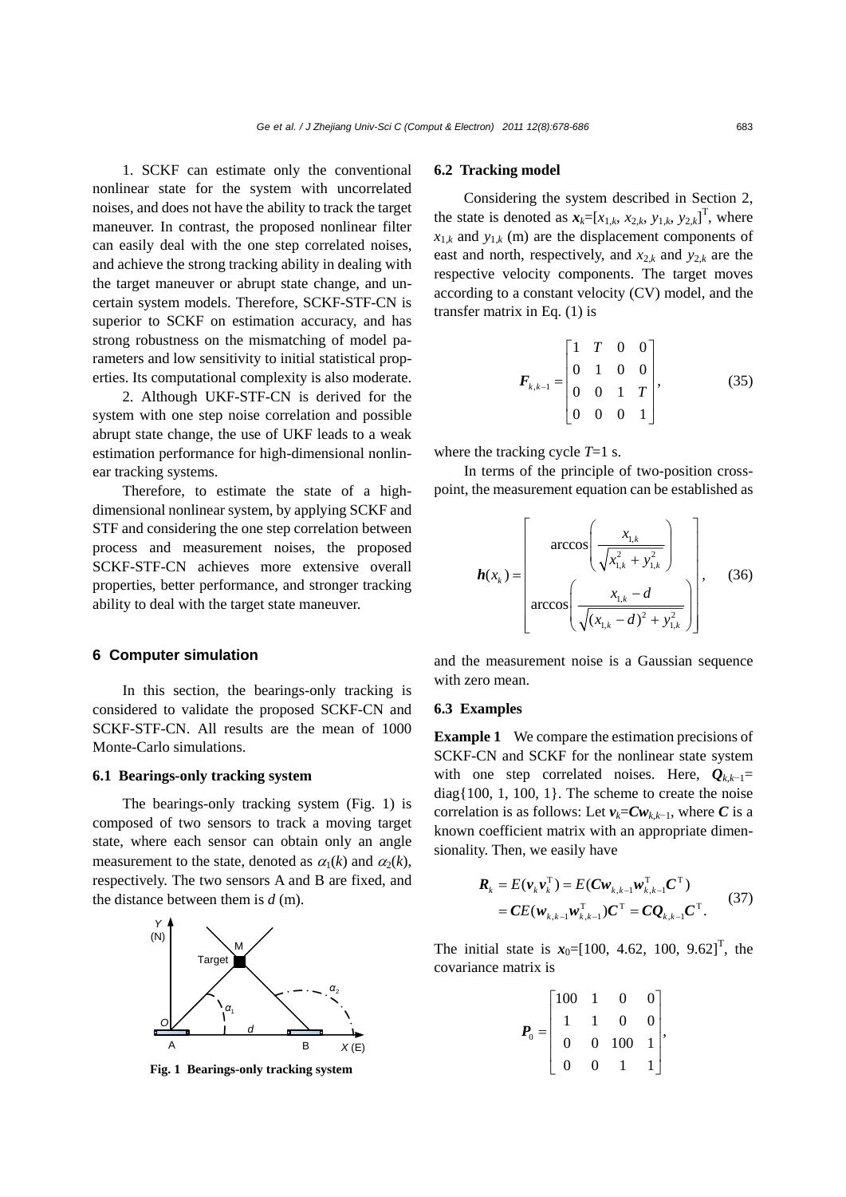1. SCKF can estimate only the conventional nonlinear state for the system with uncorrelated noises, and does not have the ability to track the target maneuver. In contrast, the proposed nonlinear filter can easily deal with the one step correlated noises, and achieve the strong tracking ability in dealing with the target maneuver or abrupt state change, and uncertain system models. Therefore, SCKF-STF-CN is superior to SCKF on estimation accuracy, and has strong robustness on the mismatching of model parameters and low sensitivity to initial statistical properties. Its computational complexity is also moderate.

2. Although UKF-STF-CN is derived for the system with one step noise correlation and possible abrupt state change, the use of UKF leads to a weak estimation performance for high-dimensional nonlinear tracking systems.

Therefore, to estimate the state of a high-dimensional nonlinear system, by applying SCKF and STF and considering the one step correlation between process and measurement noises, the proposed SCKF-STF-CN achieves more extensive overall properties, better performance, and stronger tracking ability to deal with the target state maneuver.

## 6 Computer simulation

In this section, the bearings-only tracking is considered to validate the proposed SCKF-CN and SCKF-STF-CN. All results are the mean of 1000 Monte-Carlo simulations.

### 6.1 Bearings-only tracking system

The bearings-only tracking system (Fig. 1) is composed of two sensors to track a moving target state, where each sensor can obtain only an angle measurement to the state, denoted as $\alpha_1(k)$ and $\alpha_2(k)$, respectively. The two sensors A and B are fixed, and the distance between them is $d$ (m).

**Fig. 1 Bearings-only tracking system**

### 6.2 Tracking model

Considering the system described in Section 2, the state is denoted as $\boldsymbol{x}_k=[x_{1,k}, x_{2,k}, y_{1,k}, y_{2,k}]^{\mathrm{T}}$, where $x_{1,k}$ and $y_{1,k}$ (m) are the displacement components of east and north, respectively, and $x_{2,k}$ and $y_{2,k}$ are the respective velocity components. The target moves according to a constant velocity (CV) model, and the transfer matrix in Eq. (1) is

$$\boldsymbol{F}_{k,k-1}=\begin{bmatrix}1 & T & 0 & 0\\ 0 & 1 & 0 & 0\\ 0 & 0 & 1 & T\\ 0 & 0 & 0 & 1\end{bmatrix}, \tag{35}$$

where the tracking cycle $T$=1 s.

In terms of the principle of two-position cross-point, the measurement equation can be established as

$$\boldsymbol{h}(x_k)=\begin{bmatrix}\arccos\left(\dfrac{x_{1,k}}{\sqrt{x_{1,k}^2+y_{1,k}^2}}\right)\\ \arccos\left(\dfrac{x_{1,k}-d}{\sqrt{(x_{1,k}-d)^2+y_{1,k}^2}}\right)\end{bmatrix}, \tag{36}$$

and the measurement noise is a Gaussian sequence with zero mean.

### 6.3 Examples

**Example 1** We compare the estimation precisions of SCKF-CN and SCKF for the nonlinear state system with one step correlated noises. Here, $\boldsymbol{Q}_{k,k-1}$= diag{100, 1, 100, 1}. The scheme to create the noise correlation is as follows: Let $\boldsymbol{v}_k=\boldsymbol{C}\boldsymbol{w}_{k,k-1}$, where $\boldsymbol{C}$ is a known coefficient matrix with an appropriate dimensionality. Then, we easily have

$$\begin{aligned}\boldsymbol{R}_k&=E(\boldsymbol{v}_k\boldsymbol{v}_k^{\mathrm{T}})=E(\boldsymbol{C}\boldsymbol{w}_{k,k-1}\boldsymbol{w}_{k,k-1}^{\mathrm{T}}\boldsymbol{C}^{\mathrm{T}})\\ &=\boldsymbol{C}E(\boldsymbol{w}_{k,k-1}\boldsymbol{w}_{k,k-1}^{\mathrm{T}})\boldsymbol{C}^{\mathrm{T}}=\boldsymbol{C}\boldsymbol{Q}_{k,k-1}\boldsymbol{C}^{\mathrm{T}}.\end{aligned} \tag{37}$$

The initial state is $\boldsymbol{x}_0$=[100, 4.62, 100, 9.62]$^{\mathrm{T}}$, the covariance matrix is

$$\boldsymbol{P}_0=\begin{bmatrix}100 & 1 & 0 & 0\\ 1 & 1 & 0 & 0\\ 0 & 0 & 100 & 1\\ 0 & 0 & 1 & 1\end{bmatrix},$$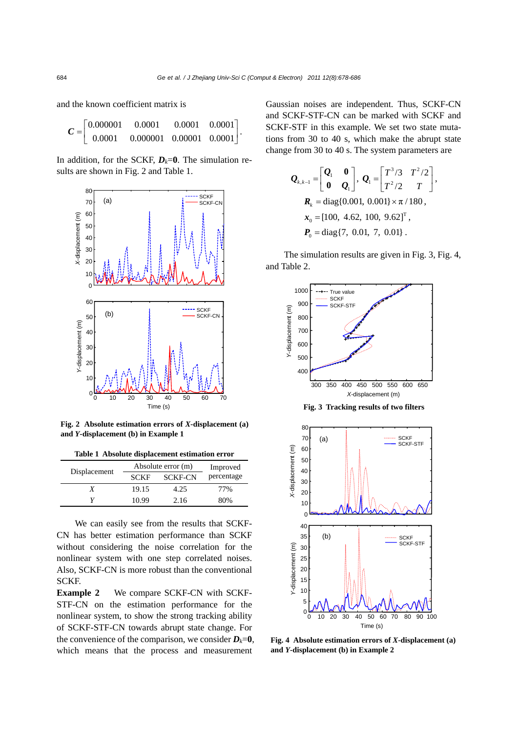and the known coefficient matrix is

$$\boldsymbol{C}=\begin{bmatrix}0.000001 & 0.0001 & 0.0001 & 0.0001\\ 0.0001 & 0.000001 & 0.00001 & 0.0001\end{bmatrix}.$$

In addition, for the SCKF, $\boldsymbol{D}_k$=**0**. The simulation results are shown in Fig. 2 and Table 1.

Fig. 2 Absolute estimation errors of $X$-displacement (a) and $Y$-displacement (b) in Example 1

**Table 1 Absolute displacement estimation error**

| Displacement | Absolute error (m) | | Improved percentage |
|---|---|---|---|
| | SCKF | SCKF-CN | |
| $X$ | 19.15 | 4.25 | 77% |
| $Y$ | 10.99 | 2.16 | 80% |

We can easily see from the results that SCKF-CN has better estimation performance than SCKF without considering the noise correlation for the nonlinear system with one step correlated noises. Also, SCKF-CN is more robust than the conventional SCKF.

**Example 2** We compare SCKF-CN with SCKF-STF-CN on the estimation performance for the nonlinear system, to show the strong tracking ability of SCKF-STF-CN towards abrupt state change. For the convenience of the comparison, we consider $\boldsymbol{D}_k$=**0**, which means that the process and measurement Gaussian noises are independent. Thus, SCKF-CN and SCKF-STF-CN can be marked with SCKF and SCKF-STF in this example. We set two state mutations from 30 to 40 s, which make the abrupt state change from 30 to 40 s. The system parameters are

$$\boldsymbol{Q}_{k,k-1}=\begin{bmatrix}\boldsymbol{Q}_1 & \boldsymbol{0}\\ \boldsymbol{0} & \boldsymbol{Q}_1\end{bmatrix},\ \boldsymbol{Q}_1=\begin{bmatrix}T^3/3 & T^2/2\\ T^2/2 & T\end{bmatrix},$$

$$\boldsymbol{R}_k=\text{diag}\{0.001,\ 0.001\}\times\pi/180,$$

$$\boldsymbol{x}_0=[100,\ 4.62,\ 100,\ 9.62]^{\text{T}},$$

$$\boldsymbol{P}_0=\text{diag}\{7,\ 0.01,\ 7,\ 0.01\}.$$

The simulation results are given in Fig. 3, Fig. 4, and Table 2.

Fig. 3 Tracking results of two filters

Fig. 4 Absolute estimation errors of $X$-displacement (a) and $Y$-displacement (b) in Example 2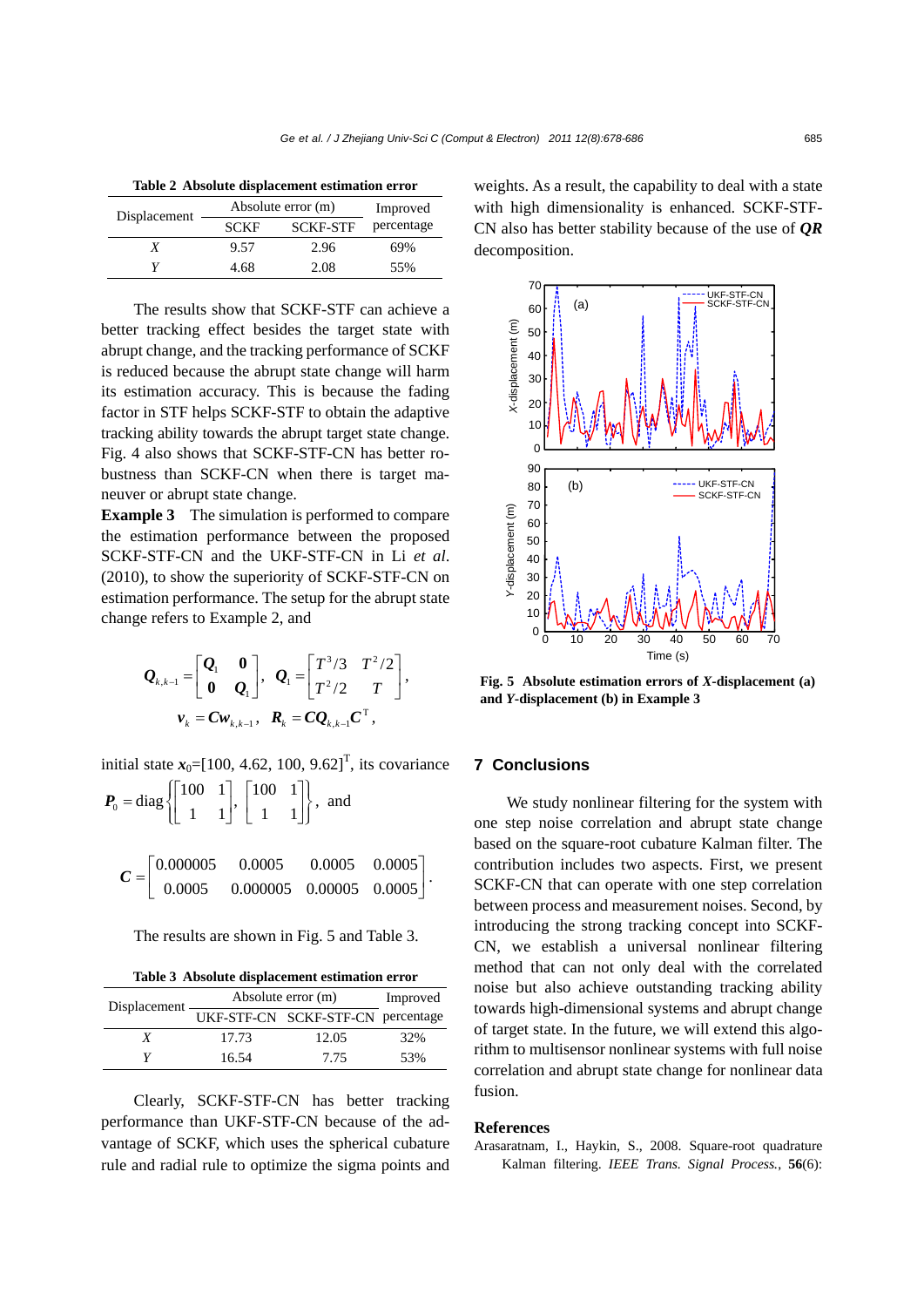Table 2 Absolute displacement estimation error

| Displacement | Absolute error (m) | | Improved percentage |
|---|---|---|---|
| | SCKF | SCKF-STF | |
| $X$ | 9.57 | 2.96 | 69% |
| $Y$ | 4.68 | 2.08 | 55% |

The results show that SCKF-STF can achieve a better tracking effect besides the target state with abrupt change, and the tracking performance of SCKF is reduced because the abrupt state change will harm its estimation accuracy. This is because the fading factor in STF helps SCKF-STF to obtain the adaptive tracking ability towards the abrupt target state change. Fig. 4 also shows that SCKF-STF-CN has better robustness than SCKF-CN when there is target maneuver or abrupt state change.

**Example 3** The simulation is performed to compare the estimation performance between the proposed SCKF-STF-CN and the UKF-STF-CN in Li *et al*. (2010), to show the superiority of SCKF-STF-CN on estimation performance. The setup for the abrupt state change refers to Example 2, and

$$\boldsymbol{Q}_{k,k-1}=\begin{bmatrix}\boldsymbol{Q}_1 & \boldsymbol{0}\\ \boldsymbol{0} & \boldsymbol{Q}_1\end{bmatrix},\ \ \boldsymbol{Q}_1=\begin{bmatrix}T^3/3 & T^2/2\\ T^2/2 & T\end{bmatrix},$$
$$\boldsymbol{v}_k=\boldsymbol{C}\boldsymbol{w}_{k,k-1},\ \ \boldsymbol{R}_k=\boldsymbol{C}\boldsymbol{Q}_{k,k-1}\boldsymbol{C}^{\mathrm{T}},$$

initial state $\boldsymbol{x}_0=[100, 4.62, 100, 9.62]^{\mathrm{T}}$, its covariance $\boldsymbol{P}_0=\mathrm{diag}\left\{\begin{bmatrix}100 & 1\\ 1 & 1\end{bmatrix},\begin{bmatrix}100 & 1\\ 1 & 1\end{bmatrix}\right\}$, and

$$\boldsymbol{C}=\begin{bmatrix}0.000005 & 0.0005 & 0.0005 & 0.0005\\ 0.0005 & 0.000005 & 0.00005 & 0.0005\end{bmatrix}.$$

The results are shown in Fig. 5 and Table 3.

Table 3 Absolute displacement estimation error

| Displacement | Absolute error (m) | | Improved percentage |
|---|---|---|---|
| | UKF-STF-CN | SCKF-STF-CN | |
| $X$ | 17.73 | 12.05 | 32% |
| $Y$ | 16.54 | 7.75 | 53% |

Clearly, SCKF-STF-CN has better tracking performance than UKF-STF-CN because of the advantage of SCKF, which uses the spherical cubature rule and radial rule to optimize the sigma points and weights. As a result, the capability to deal with a state with high dimensionality is enhanced. SCKF-STF-CN also has better stability because of the use of ***QR*** decomposition.

Fig. 5 Absolute estimation errors of $X$-displacement (a) and $Y$-displacement (b) in Example 3

## 7 Conclusions

We study nonlinear filtering for the system with one step noise correlation and abrupt state change based on the square-root cubature Kalman filter. The contribution includes two aspects. First, we present SCKF-CN that can operate with one step correlation between process and measurement noises. Second, by introducing the strong tracking concept into SCKF-CN, we establish a universal nonlinear filtering method that can not only deal with the correlated noise but also achieve outstanding tracking ability towards high-dimensional systems and abrupt change of target state. In the future, we will extend this algorithm to multisensor nonlinear systems with full noise correlation and abrupt state change for nonlinear data fusion.

## References

Arasaratnam, I., Haykin, S., 2008. Square-root quadrature Kalman filtering. *IEEE Trans. Signal Process.*, **56**(6):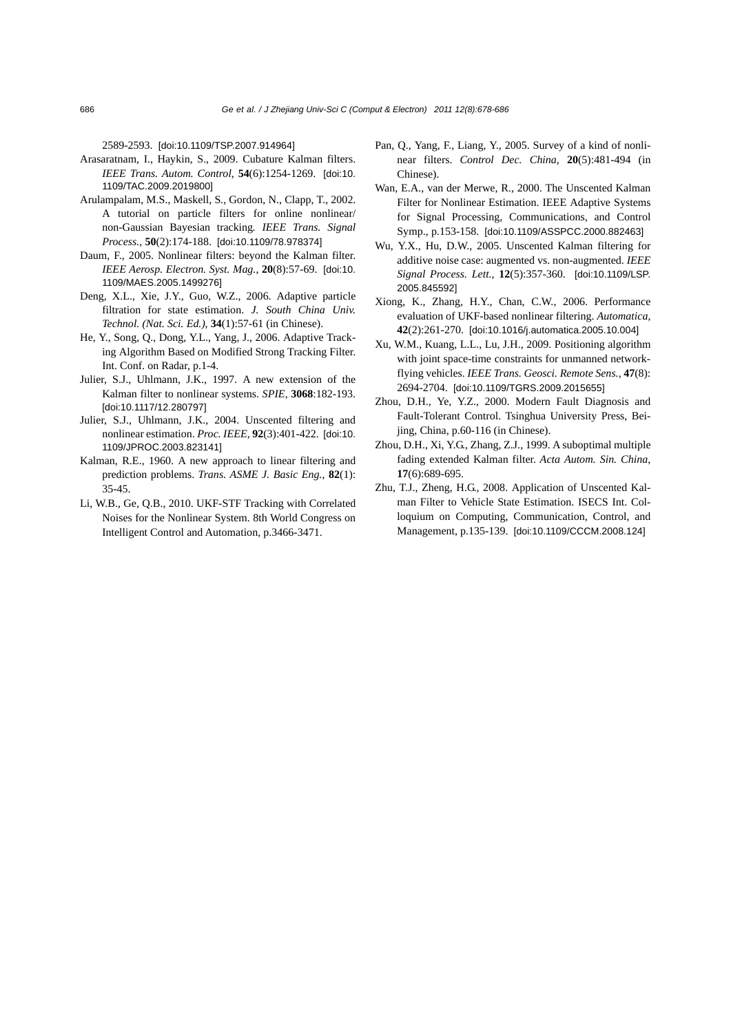2589-2593. [doi:10.1109/TSP.2007.914964]

Arasaratnam, I., Haykin, S., 2009. Cubature Kalman filters. *IEEE Trans. Autom. Control*, **54**(6):1254-1269. [doi:10.1109/TAC.2009.2019800]

Arulampalam, M.S., Maskell, S., Gordon, N., Clapp, T., 2002. A tutorial on particle filters for online nonlinear/non-Gaussian Bayesian tracking. *IEEE Trans. Signal Process.*, **50**(2):174-188. [doi:10.1109/78.978374]

Daum, F., 2005. Nonlinear filters: beyond the Kalman filter. *IEEE Aerosp. Electron. Syst. Mag.*, **20**(8):57-69. [doi:10.1109/MAES.2005.1499276]

Deng, X.L., Xie, J.Y., Guo, W.Z., 2006. Adaptive particle filtration for state estimation. *J. South China Univ. Technol. (Nat. Sci. Ed.)*, **34**(1):57-61 (in Chinese).

He, Y., Song, Q., Dong, Y.L., Yang, J., 2006. Adaptive Tracking Algorithm Based on Modified Strong Tracking Filter. Int. Conf. on Radar, p.1-4.

Julier, S.J., Uhlmann, J.K., 1997. A new extension of the Kalman filter to nonlinear systems. *SPIE*, **3068**:182-193. [doi:10.1117/12.280797]

Julier, S.J., Uhlmann, J.K., 2004. Unscented filtering and nonlinear estimation. *Proc. IEEE*, **92**(3):401-422. [doi:10.1109/JPROC.2003.823141]

Kalman, R.E., 1960. A new approach to linear filtering and prediction problems. *Trans. ASME J. Basic Eng.*, **82**(1):35-45.

Li, W.B., Ge, Q.B., 2010. UKF-STF Tracking with Correlated Noises for the Nonlinear System. 8th World Congress on Intelligent Control and Automation, p.3466-3471.

Pan, Q., Yang, F., Liang, Y., 2005. Survey of a kind of nonlinear filters. *Control Dec. China*, **20**(5):481-494 (in Chinese).

Wan, E.A., van der Merwe, R., 2000. The Unscented Kalman Filter for Nonlinear Estimation. IEEE Adaptive Systems for Signal Processing, Communications, and Control Symp., p.153-158. [doi:10.1109/ASSPCC.2000.882463]

Wu, Y.X., Hu, D.W., 2005. Unscented Kalman filtering for additive noise case: augmented vs. non-augmented. *IEEE Signal Process. Lett.*, **12**(5):357-360. [doi:10.1109/LSP.2005.845592]

Xiong, K., Zhang, H.Y., Chan, C.W., 2006. Performance evaluation of UKF-based nonlinear filtering. *Automatica*, **42**(2):261-270. [doi:10.1016/j.automatica.2005.10.004]

Xu, W.M., Kuang, L.L., Lu, J.H., 2009. Positioning algorithm with joint space-time constraints for unmanned network-flying vehicles. *IEEE Trans. Geosci. Remote Sens.*, **47**(8):2694-2704. [doi:10.1109/TGRS.2009.2015655]

Zhou, D.H., Ye, Y.Z., 2000. Modern Fault Diagnosis and Fault-Tolerant Control. Tsinghua University Press, Beijing, China, p.60-116 (in Chinese).

Zhou, D.H., Xi, Y.G., Zhang, Z.J., 1999. A suboptimal multiple fading extended Kalman filter. *Acta Autom. Sin. China*, **17**(6):689-695.

Zhu, T.J., Zheng, H.G., 2008. Application of Unscented Kalman Filter to Vehicle State Estimation. ISECS Int. Colloquium on Computing, Communication, Control, and Management, p.135-139. [doi:10.1109/CCCM.2008.124]